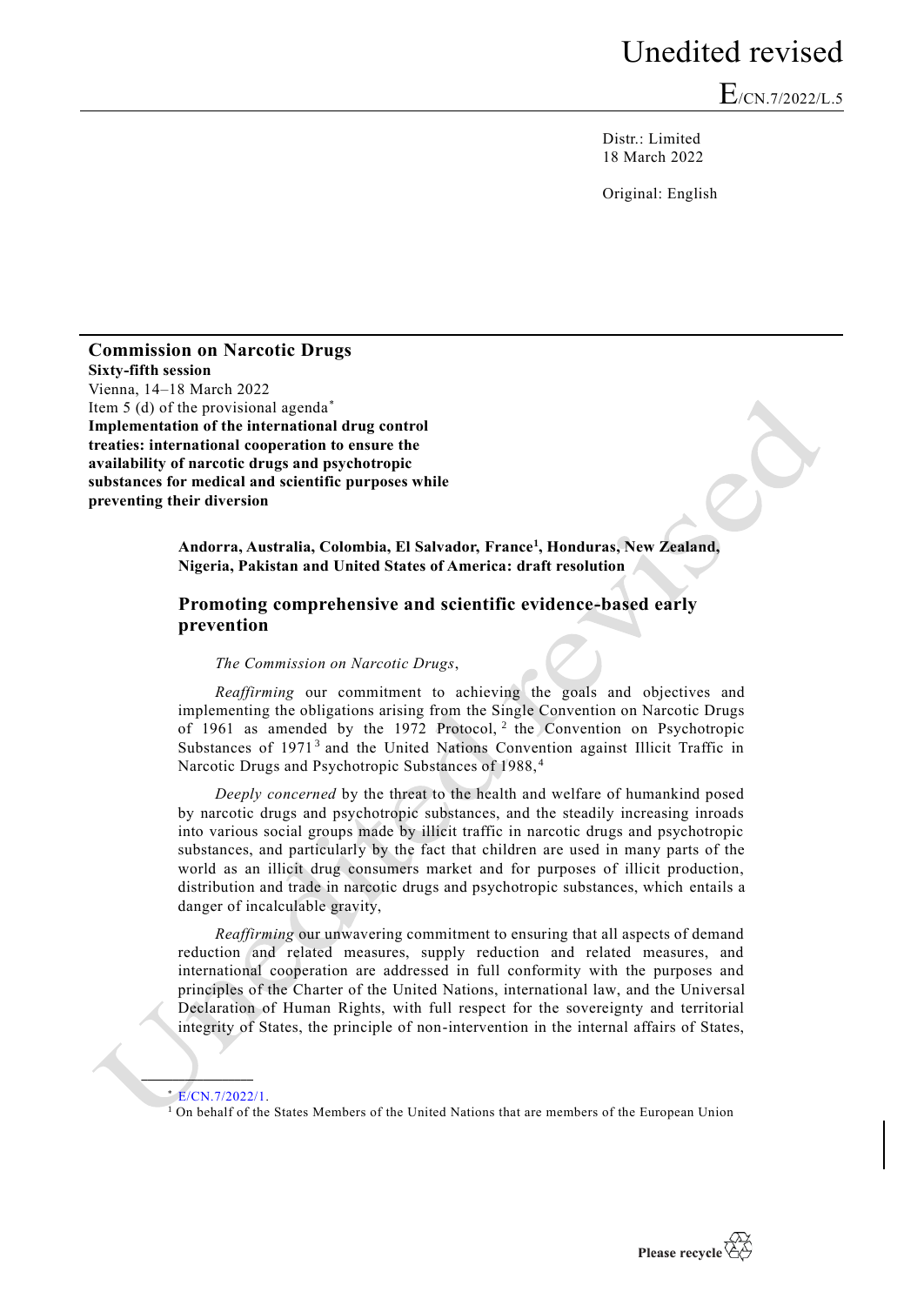Unedited revised

E/CN.7/2022/L.5

Distr.: Limited
18 March 2022

Original: English

**Commission on Narcotic Drugs**
**Sixty-fifth session**
Vienna, 14–18 March 2022
Item 5 (d) of the provisional agenda*
**Implementation of the international drug control treaties: international cooperation to ensure the availability of narcotic drugs and psychotropic substances for medical and scientific purposes while preventing their diversion**

**Andorra, Australia, Colombia, El Salvador, France[1], Honduras, New Zealand, Nigeria, Pakistan and United States of America: draft resolution**

## Promoting comprehensive and scientific evidence-based early prevention

*The Commission on Narcotic Drugs*,

*Reaffirming* our commitment to achieving the goals and objectives and implementing the obligations arising from the Single Convention on Narcotic Drugs of 1961 as amended by the 1972 Protocol,[2] the Convention on Psychotropic Substances of 1971[3] and the United Nations Convention against Illicit Traffic in Narcotic Drugs and Psychotropic Substances of 1988,[4]

*Deeply concerned* by the threat to the health and welfare of humankind posed by narcotic drugs and psychotropic substances, and the steadily increasing inroads into various social groups made by illicit traffic in narcotic drugs and psychotropic substances, and particularly by the fact that children are used in many parts of the world as an illicit drug consumers market and for purposes of illicit production, distribution and trade in narcotic drugs and psychotropic substances, which entails a danger of incalculable gravity,

*Reaffirming* our unwavering commitment to ensuring that all aspects of demand reduction and related measures, supply reduction and related measures, and international cooperation are addressed in full conformity with the purposes and principles of the Charter of the United Nations, international law, and the Universal Declaration of Human Rights, with full respect for the sovereignty and territorial integrity of States, the principle of non-intervention in the internal affairs of States,

* E/CN.7/2022/1.

[1] On behalf of the States Members of the United Nations that are members of the European Union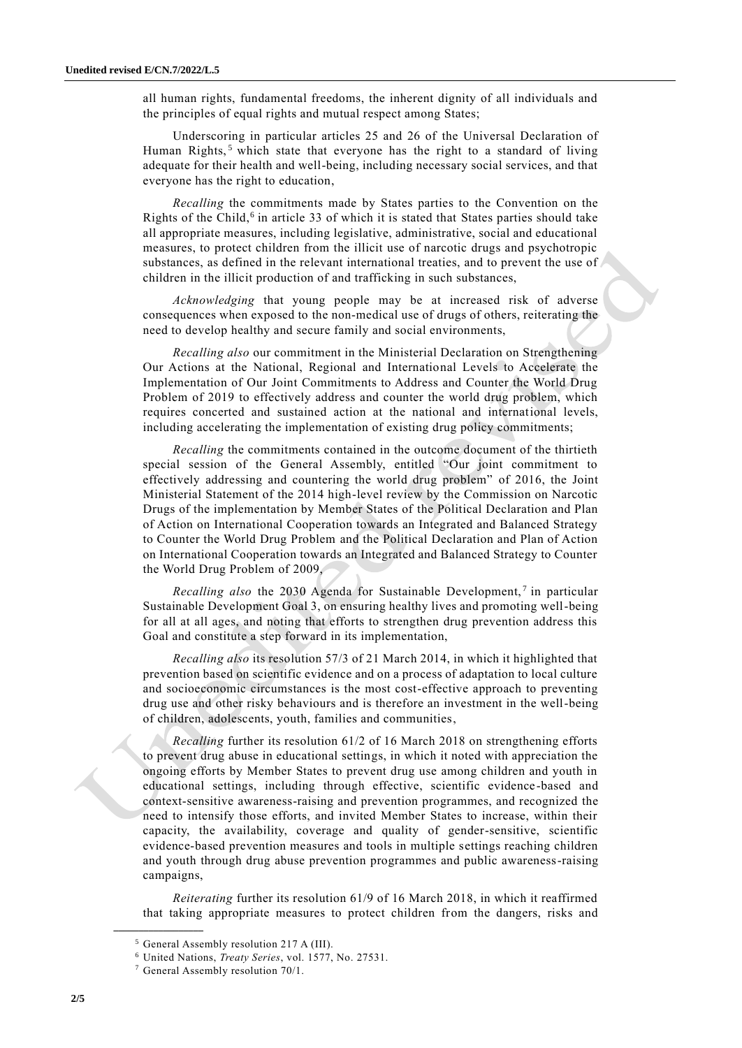all human rights, fundamental freedoms, the inherent dignity of all individuals and the principles of equal rights and mutual respect among States;

Underscoring in particular articles 25 and 26 of the Universal Declaration of Human Rights,[5] which state that everyone has the right to a standard of living adequate for their health and well-being, including necessary social services, and that everyone has the right to education,

*Recalling* the commitments made by States parties to the Convention on the Rights of the Child,[6] in article 33 of which it is stated that States parties should take all appropriate measures, including legislative, administrative, social and educational measures, to protect children from the illicit use of narcotic drugs and psychotropic substances, as defined in the relevant international treaties, and to prevent the use of children in the illicit production of and trafficking in such substances,

*Acknowledging* that young people may be at increased risk of adverse consequences when exposed to the non-medical use of drugs of others, reiterating the need to develop healthy and secure family and social environments,

*Recalling also* our commitment in the Ministerial Declaration on Strengthening Our Actions at the National, Regional and International Levels to Accelerate the Implementation of Our Joint Commitments to Address and Counter the World Drug Problem of 2019 to effectively address and counter the world drug problem, which requires concerted and sustained action at the national and international levels, including accelerating the implementation of existing drug policy commitments;

*Recalling* the commitments contained in the outcome document of the thirtieth special session of the General Assembly, entitled "Our joint commitment to effectively addressing and countering the world drug problem" of 2016, the Joint Ministerial Statement of the 2014 high-level review by the Commission on Narcotic Drugs of the implementation by Member States of the Political Declaration and Plan of Action on International Cooperation towards an Integrated and Balanced Strategy to Counter the World Drug Problem and the Political Declaration and Plan of Action on International Cooperation towards an Integrated and Balanced Strategy to Counter the World Drug Problem of 2009,

*Recalling also* the 2030 Agenda for Sustainable Development,[7] in particular Sustainable Development Goal 3, on ensuring healthy lives and promoting well-being for all at all ages, and noting that efforts to strengthen drug prevention address this Goal and constitute a step forward in its implementation,

*Recalling also* its resolution 57/3 of 21 March 2014, in which it highlighted that prevention based on scientific evidence and on a process of adaptation to local culture and socioeconomic circumstances is the most cost-effective approach to preventing drug use and other risky behaviours and is therefore an investment in the well-being of children, adolescents, youth, families and communities,

*Recalling* further its resolution 61/2 of 16 March 2018 on strengthening efforts to prevent drug abuse in educational settings, in which it noted with appreciation the ongoing efforts by Member States to prevent drug use among children and youth in educational settings, including through effective, scientific evidence-based and context-sensitive awareness-raising and prevention programmes, and recognized the need to intensify those efforts, and invited Member States to increase, within their capacity, the availability, coverage and quality of gender-sensitive, scientific evidence-based prevention measures and tools in multiple settings reaching children and youth through drug abuse prevention programmes and public awareness-raising campaigns,

*Reiterating* further its resolution 61/9 of 16 March 2018, in which it reaffirmed that taking appropriate measures to protect children from the dangers, risks and

---

[5] General Assembly resolution 217 A (III).

[6] United Nations, *Treaty Series*, vol. 1577, No. 27531.

[7] General Assembly resolution 70/1.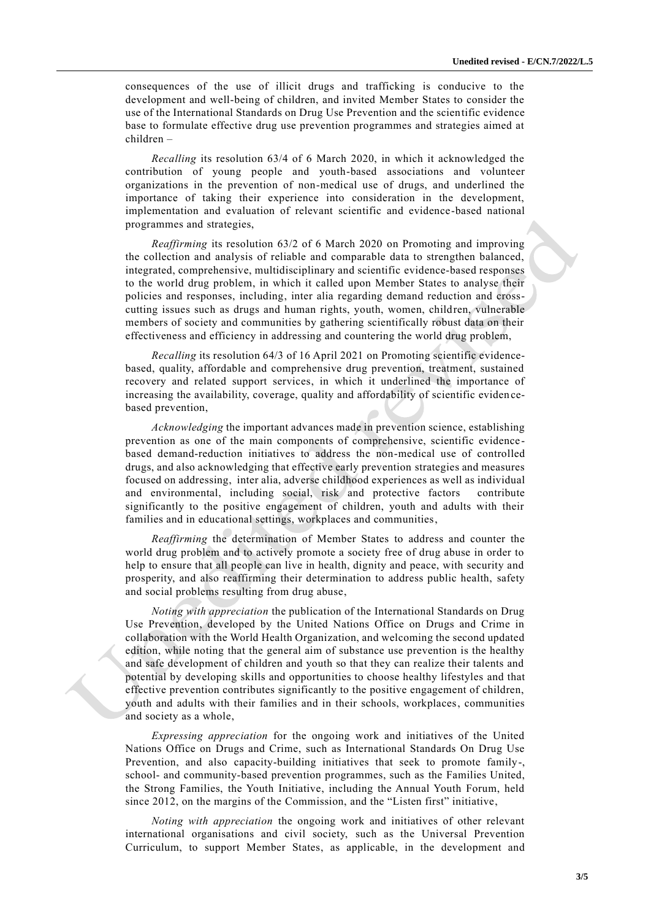consequences of the use of illicit drugs and trafficking is conducive to the development and well-being of children, and invited Member States to consider the use of the International Standards on Drug Use Prevention and the scientific evidence base to formulate effective drug use prevention programmes and strategies aimed at children –

*Recalling* its resolution 63/4 of 6 March 2020, in which it acknowledged the contribution of young people and youth-based associations and volunteer organizations in the prevention of non-medical use of drugs, and underlined the importance of taking their experience into consideration in the development, implementation and evaluation of relevant scientific and evidence-based national programmes and strategies,

*Reaffirming* its resolution 63/2 of 6 March 2020 on Promoting and improving the collection and analysis of reliable and comparable data to strengthen balanced, integrated, comprehensive, multidisciplinary and scientific evidence-based responses to the world drug problem, in which it called upon Member States to analyse their policies and responses, including, inter alia regarding demand reduction and cross-cutting issues such as drugs and human rights, youth, women, children, vulnerable members of society and communities by gathering scientifically robust data on their effectiveness and efficiency in addressing and countering the world drug problem,

*Recalling* its resolution 64/3 of 16 April 2021 on Promoting scientific evidence-based, quality, affordable and comprehensive drug prevention, treatment, sustained recovery and related support services, in which it underlined the importance of increasing the availability, coverage, quality and affordability of scientific evidence-based prevention,

*Acknowledging* the important advances made in prevention science, establishing prevention as one of the main components of comprehensive, scientific evidence-based demand-reduction initiatives to address the non-medical use of controlled drugs, and also acknowledging that effective early prevention strategies and measures focused on addressing, inter alia, adverse childhood experiences as well as individual and environmental, including social, risk and protective factors contribute significantly to the positive engagement of children, youth and adults with their families and in educational settings, workplaces and communities,

*Reaffirming* the determination of Member States to address and counter the world drug problem and to actively promote a society free of drug abuse in order to help to ensure that all people can live in health, dignity and peace, with security and prosperity, and also reaffirming their determination to address public health, safety and social problems resulting from drug abuse,

*Noting with appreciation* the publication of the International Standards on Drug Use Prevention, developed by the United Nations Office on Drugs and Crime in collaboration with the World Health Organization, and welcoming the second updated edition, while noting that the general aim of substance use prevention is the healthy and safe development of children and youth so that they can realize their talents and potential by developing skills and opportunities to choose healthy lifestyles and that effective prevention contributes significantly to the positive engagement of children, youth and adults with their families and in their schools, workplaces, communities and society as a whole,

*Expressing appreciation* for the ongoing work and initiatives of the United Nations Office on Drugs and Crime, such as International Standards On Drug Use Prevention, and also capacity-building initiatives that seek to promote family-, school- and community-based prevention programmes, such as the Families United, the Strong Families, the Youth Initiative, including the Annual Youth Forum, held since 2012, on the margins of the Commission, and the "Listen first" initiative,

*Noting with appreciation* the ongoing work and initiatives of other relevant international organisations and civil society, such as the Universal Prevention Curriculum, to support Member States, as applicable, in the development and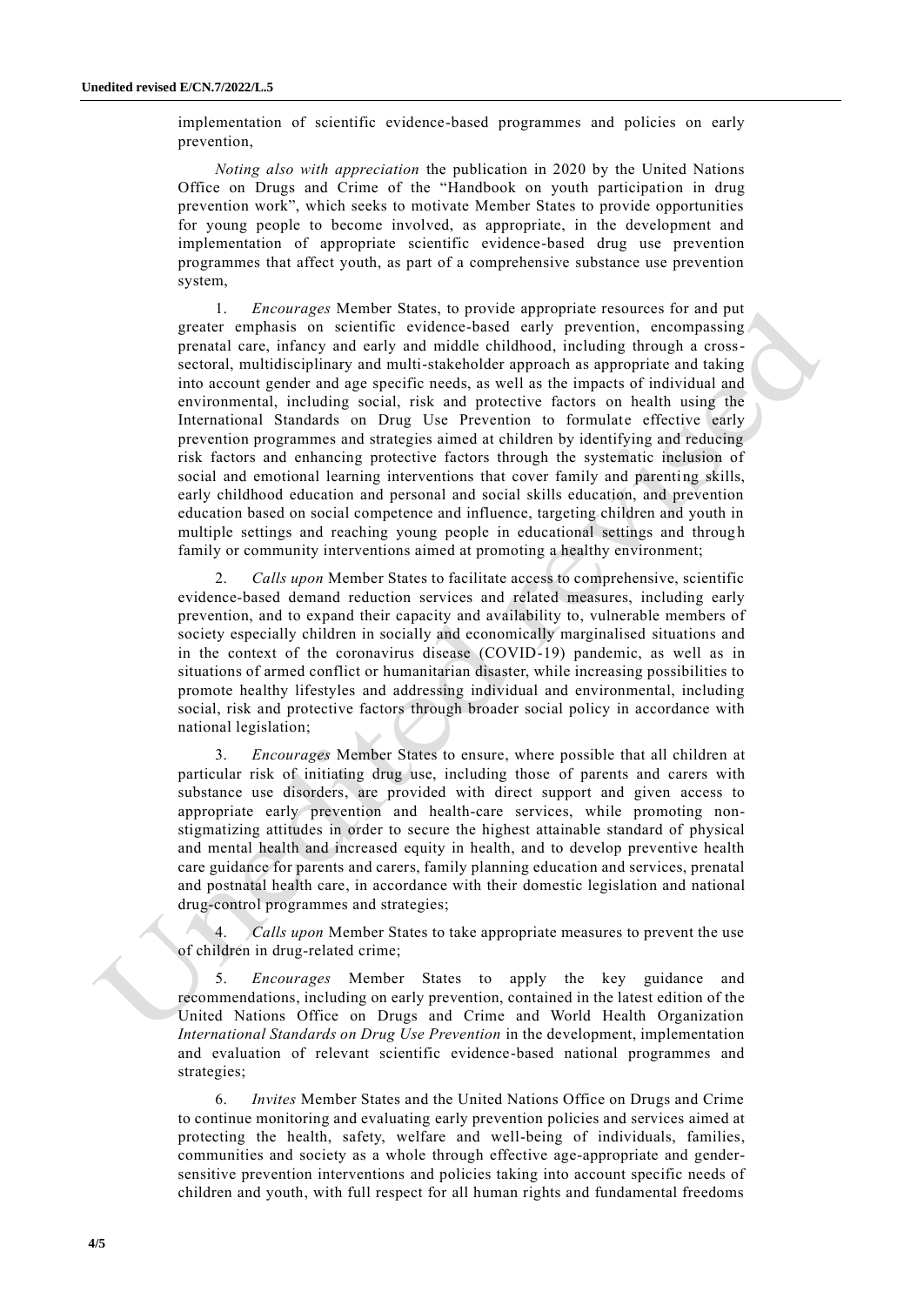implementation of scientific evidence-based programmes and policies on early prevention,

*Noting also with appreciation* the publication in 2020 by the United Nations Office on Drugs and Crime of the "Handbook on youth participation in drug prevention work", which seeks to motivate Member States to provide opportunities for young people to become involved, as appropriate, in the development and implementation of appropriate scientific evidence-based drug use prevention programmes that affect youth, as part of a comprehensive substance use prevention system,

1. *Encourages* Member States, to provide appropriate resources for and put greater emphasis on scientific evidence-based early prevention, encompassing prenatal care, infancy and early and middle childhood, including through a cross-sectoral, multidisciplinary and multi-stakeholder approach as appropriate and taking into account gender and age specific needs, as well as the impacts of individual and environmental, including social, risk and protective factors on health using the International Standards on Drug Use Prevention to formulate effective early prevention programmes and strategies aimed at children by identifying and reducing risk factors and enhancing protective factors through the systematic inclusion of social and emotional learning interventions that cover family and parenting skills, early childhood education and personal and social skills education, and prevention education based on social competence and influence, targeting children and youth in multiple settings and reaching young people in educational settings and through family or community interventions aimed at promoting a healthy environment;

2. *Calls upon* Member States to facilitate access to comprehensive, scientific evidence-based demand reduction services and related measures, including early prevention, and to expand their capacity and availability to, vulnerable members of society especially children in socially and economically marginalised situations and in the context of the coronavirus disease (COVID-19) pandemic, as well as in situations of armed conflict or humanitarian disaster, while increasing possibilities to promote healthy lifestyles and addressing individual and environmental, including social, risk and protective factors through broader social policy in accordance with national legislation;

3. *Encourages* Member States to ensure, where possible that all children at particular risk of initiating drug use, including those of parents and carers with substance use disorders, are provided with direct support and given access to appropriate early prevention and health-care services, while promoting non-stigmatizing attitudes in order to secure the highest attainable standard of physical and mental health and increased equity in health, and to develop preventive health care guidance for parents and carers, family planning education and services, prenatal and postnatal health care, in accordance with their domestic legislation and national drug-control programmes and strategies;

4. *Calls upon* Member States to take appropriate measures to prevent the use of children in drug-related crime;

5. *Encourages* Member States to apply the key guidance and recommendations, including on early prevention, contained in the latest edition of the United Nations Office on Drugs and Crime and World Health Organization *International Standards on Drug Use Prevention* in the development, implementation and evaluation of relevant scientific evidence-based national programmes and strategies;

6. *Invites* Member States and the United Nations Office on Drugs and Crime to continue monitoring and evaluating early prevention policies and services aimed at protecting the health, safety, welfare and well-being of individuals, families, communities and society as a whole through effective age-appropriate and gender-sensitive prevention interventions and policies taking into account specific needs of children and youth, with full respect for all human rights and fundamental freedoms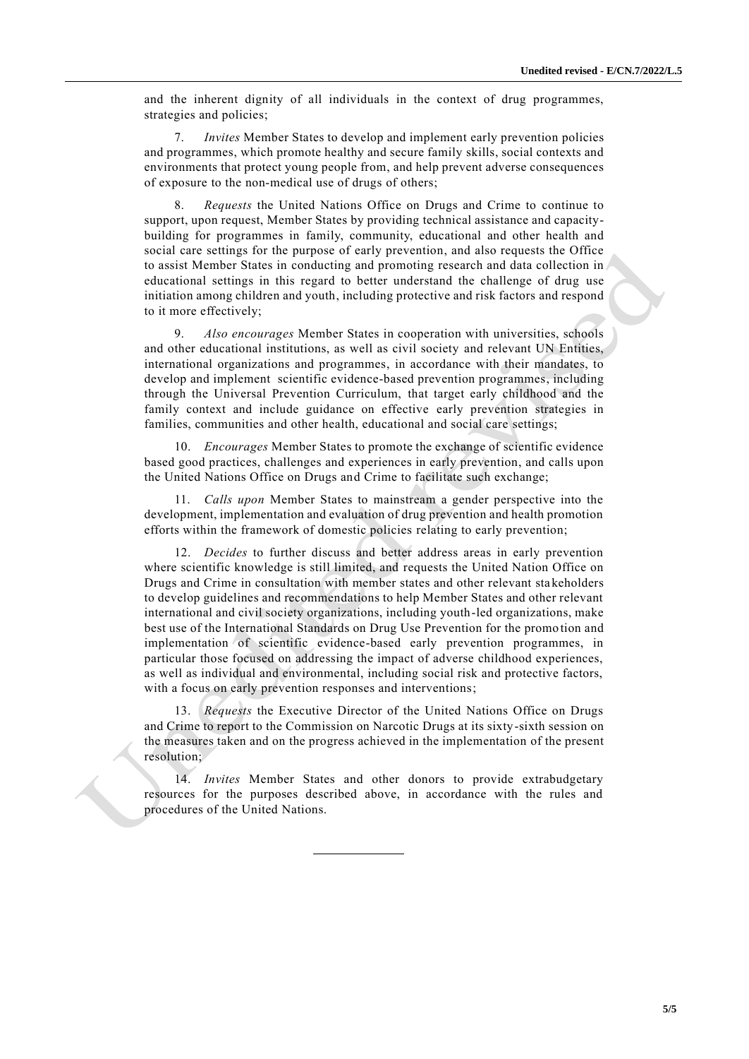and the inherent dignity of all individuals in the context of drug programmes, strategies and policies;

7. *Invites* Member States to develop and implement early prevention policies and programmes, which promote healthy and secure family skills, social contexts and environments that protect young people from, and help prevent adverse consequences of exposure to the non-medical use of drugs of others;

8. *Requests* the United Nations Office on Drugs and Crime to continue to support, upon request, Member States by providing technical assistance and capacity-building for programmes in family, community, educational and other health and social care settings for the purpose of early prevention, and also requests the Office to assist Member States in conducting and promoting research and data collection in educational settings in this regard to better understand the challenge of drug use initiation among children and youth, including protective and risk factors and respond to it more effectively;

9. *Also encourages* Member States in cooperation with universities, schools and other educational institutions, as well as civil society and relevant UN Entities, international organizations and programmes, in accordance with their mandates, to develop and implement scientific evidence-based prevention programmes, including through the Universal Prevention Curriculum, that target early childhood and the family context and include guidance on effective early prevention strategies in families, communities and other health, educational and social care settings;

10. *Encourages* Member States to promote the exchange of scientific evidence based good practices, challenges and experiences in early prevention, and calls upon the United Nations Office on Drugs and Crime to facilitate such exchange;

11. *Calls upon* Member States to mainstream a gender perspective into the development, implementation and evaluation of drug prevention and health promotion efforts within the framework of domestic policies relating to early prevention;

12. *Decides* to further discuss and better address areas in early prevention where scientific knowledge is still limited, and requests the United Nation Office on Drugs and Crime in consultation with member states and other relevant stakeholders to develop guidelines and recommendations to help Member States and other relevant international and civil society organizations, including youth-led organizations, make best use of the International Standards on Drug Use Prevention for the promotion and implementation of scientific evidence-based early prevention programmes, in particular those focused on addressing the impact of adverse childhood experiences, as well as individual and environmental, including social risk and protective factors, with a focus on early prevention responses and interventions;

13. *Requests* the Executive Director of the United Nations Office on Drugs and Crime to report to the Commission on Narcotic Drugs at its sixty-sixth session on the measures taken and on the progress achieved in the implementation of the present resolution;

14. *Invites* Member States and other donors to provide extrabudgetary resources for the purposes described above, in accordance with the rules and procedures of the United Nations.